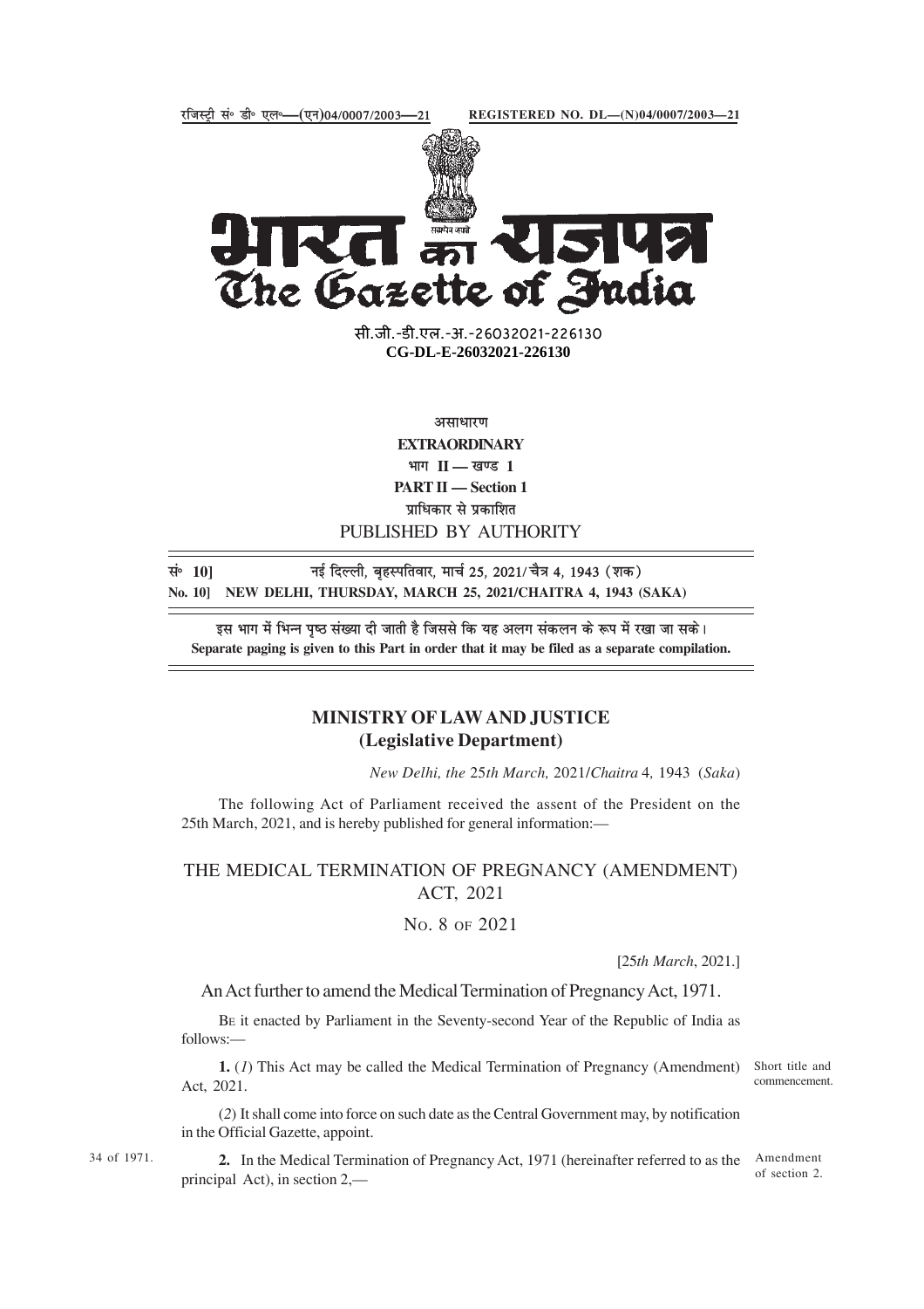रजिस्ट्री सं० डी० एल०—(एन)04/0007/2003—21 REGISTERED NO. DL—(N)04/0007/2003—21

# भारत का राजपत्र
# The Gazette of India

सी.जी.-डी.एल.-अ.-26032021-226130
**CG-DL-E-26032021-226130**

असाधारण
**EXTRAORDINARY**
भाग II — खण्ड 1
**PART II — Section 1**
प्राधिकार से प्रकाशित
PUBLISHED BY AUTHORITY

सं॰ 10] नई दिल्ली, बृहस्पतिवार, मार्च 25, 2021/ चैत्र 4, 1943 (शक)
**No. 10] NEW DELHI, THURSDAY, MARCH 25, 2021/CHAITRA 4, 1943 (SAKA)**

इस भाग में भिन्न पृष्ठ संख्या दी जाती है जिससे कि यह अलग संकलन के रूप में रखा जा सके।
**Separate paging is given to this Part in order that it may be filed as a separate compilation.**

## MINISTRY OF LAW AND JUSTICE
## (Legislative Department)

*New Delhi, the 25th March, 2021/Chaitra 4, 1943 (Saka)*

The following Act of Parliament received the assent of the President on the 25th March, 2021, and is hereby published for general information:—

## THE MEDICAL TERMINATION OF PREGNANCY (AMENDMENT) ACT, 2021

No. 8 of 2021

[25*th March*, 2021.]

An Act further to amend the Medical Termination of Pregnancy Act, 1971.

Be it enacted by Parliament in the Seventy-second Year of the Republic of India as follows:—

Short title and commencement.

**1.** (*1*) This Act may be called the Medical Termination of Pregnancy (Amendment) Act, 2021.

(*2*) It shall come into force on such date as the Central Government may, by notification in the Official Gazette, appoint.

34 of 1971.

Amendment of section 2.

**2.** In the Medical Termination of Pregnancy Act, 1971 (hereinafter referred to as the principal Act), in section 2,—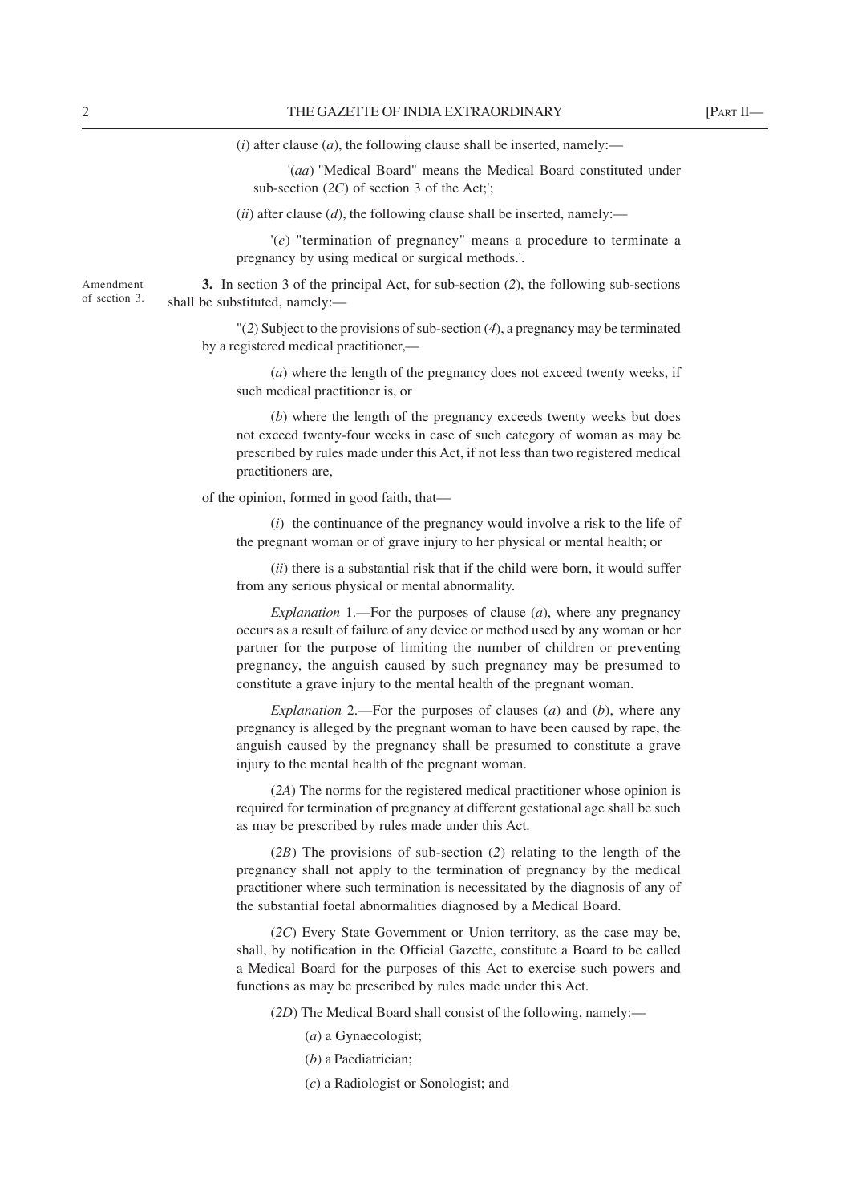(*i*) after clause (*a*), the following clause shall be inserted, namely:—

'(*aa*) "Medical Board" means the Medical Board constituted under sub-section (*2C*) of section 3 of the Act;';

(*ii*) after clause (*d*), the following clause shall be inserted, namely:—

'(*e*) "termination of pregnancy" means a procedure to terminate a pregnancy by using medical or surgical methods.'.

Amendment of section 3.

**3.** In section 3 of the principal Act, for sub-section (*2*), the following sub-sections shall be substituted, namely:—

"(*2*) Subject to the provisions of sub-section (*4*), a pregnancy may be terminated by a registered medical practitioner,—

(*a*) where the length of the pregnancy does not exceed twenty weeks, if such medical practitioner is, or

(*b*) where the length of the pregnancy exceeds twenty weeks but does not exceed twenty-four weeks in case of such category of woman as may be prescribed by rules made under this Act, if not less than two registered medical practitioners are,

of the opinion, formed in good faith, that—

(*i*) the continuance of the pregnancy would involve a risk to the life of the pregnant woman or of grave injury to her physical or mental health; or

(*ii*) there is a substantial risk that if the child were born, it would suffer from any serious physical or mental abnormality.

*Explanation* 1.—For the purposes of clause (*a*), where any pregnancy occurs as a result of failure of any device or method used by any woman or her partner for the purpose of limiting the number of children or preventing pregnancy, the anguish caused by such pregnancy may be presumed to constitute a grave injury to the mental health of the pregnant woman.

*Explanation* 2.—For the purposes of clauses (*a*) and (*b*), where any pregnancy is alleged by the pregnant woman to have been caused by rape, the anguish caused by the pregnancy shall be presumed to constitute a grave injury to the mental health of the pregnant woman.

(*2A*) The norms for the registered medical practitioner whose opinion is required for termination of pregnancy at different gestational age shall be such as may be prescribed by rules made under this Act.

(*2B*) The provisions of sub-section (*2*) relating to the length of the pregnancy shall not apply to the termination of pregnancy by the medical practitioner where such termination is necessitated by the diagnosis of any of the substantial foetal abnormalities diagnosed by a Medical Board.

(*2C*) Every State Government or Union territory, as the case may be, shall, by notification in the Official Gazette, constitute a Board to be called a Medical Board for the purposes of this Act to exercise such powers and functions as may be prescribed by rules made under this Act.

(*2D*) The Medical Board shall consist of the following, namely:—

(*a*) a Gynaecologist;

(*b*) a Paediatrician;

(*c*) a Radiologist or Sonologist; and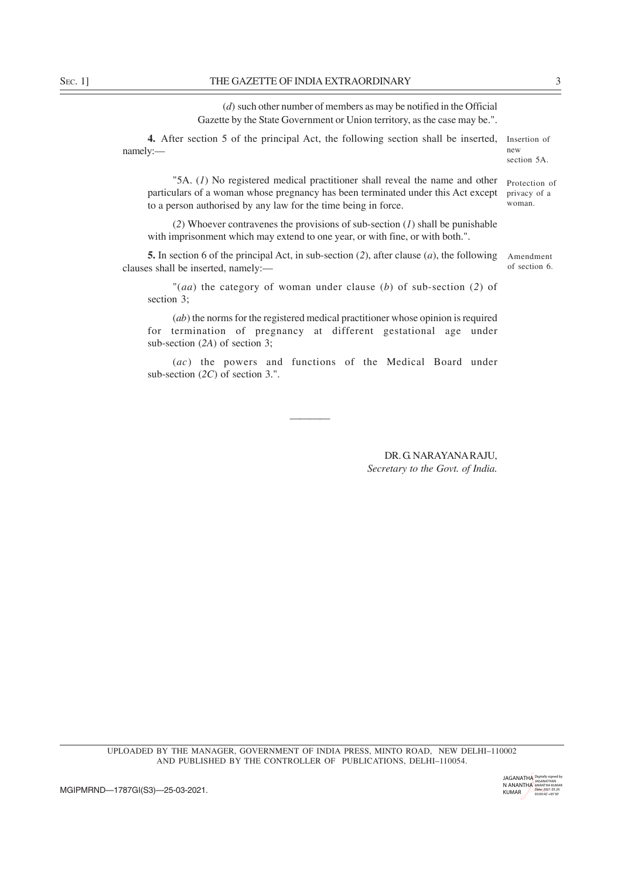(*d*) such other number of members as may be notified in the Official Gazette by the State Government or Union territory, as the case may be.".

**4.** After section 5 of the principal Act, the following section shall be inserted, namely:—

Insertion of new section 5A.

"5A. (*1*) No registered medical practitioner shall reveal the name and other particulars of a woman whose pregnancy has been terminated under this Act except to a person authorised by any law for the time being in force.

Protection of privacy of a woman.

(*2*) Whoever contravenes the provisions of sub-section (*1*) shall be punishable with imprisonment which may extend to one year, or with fine, or with both.".

**5.** In section 6 of the principal Act, in sub-section (*2*), after clause (*a*), the following clauses shall be inserted, namely:—

Amendment of section 6.

"(*aa*) the category of woman under clause (*b*) of sub-section (*2*) of section 3;

(*ab*) the norms for the registered medical practitioner whose opinion is required for termination of pregnancy at different gestational age under sub-section (*2A*) of section 3;

(*ac*) the powers and functions of the Medical Board under sub-section (*2C*) of section 3.".

————

DR. G. NARAYANA RAJU,
*Secretary to the Govt. of India.*

UPLOADED BY THE MANAGER, GOVERNMENT OF INDIA PRESS, MINTO ROAD, NEW DELHI–110002
AND PUBLISHED BY THE CONTROLLER OF PUBLICATIONS, DELHI–110054.

MGIPMRND—1787GI(S3)—25-03-2021.

JAGANATHAN ANANTHA KUMAR Digitally signed by JAGANATHAN ANANTHA KUMAR Date: 2021.03.26 03:09:42 +05'30'